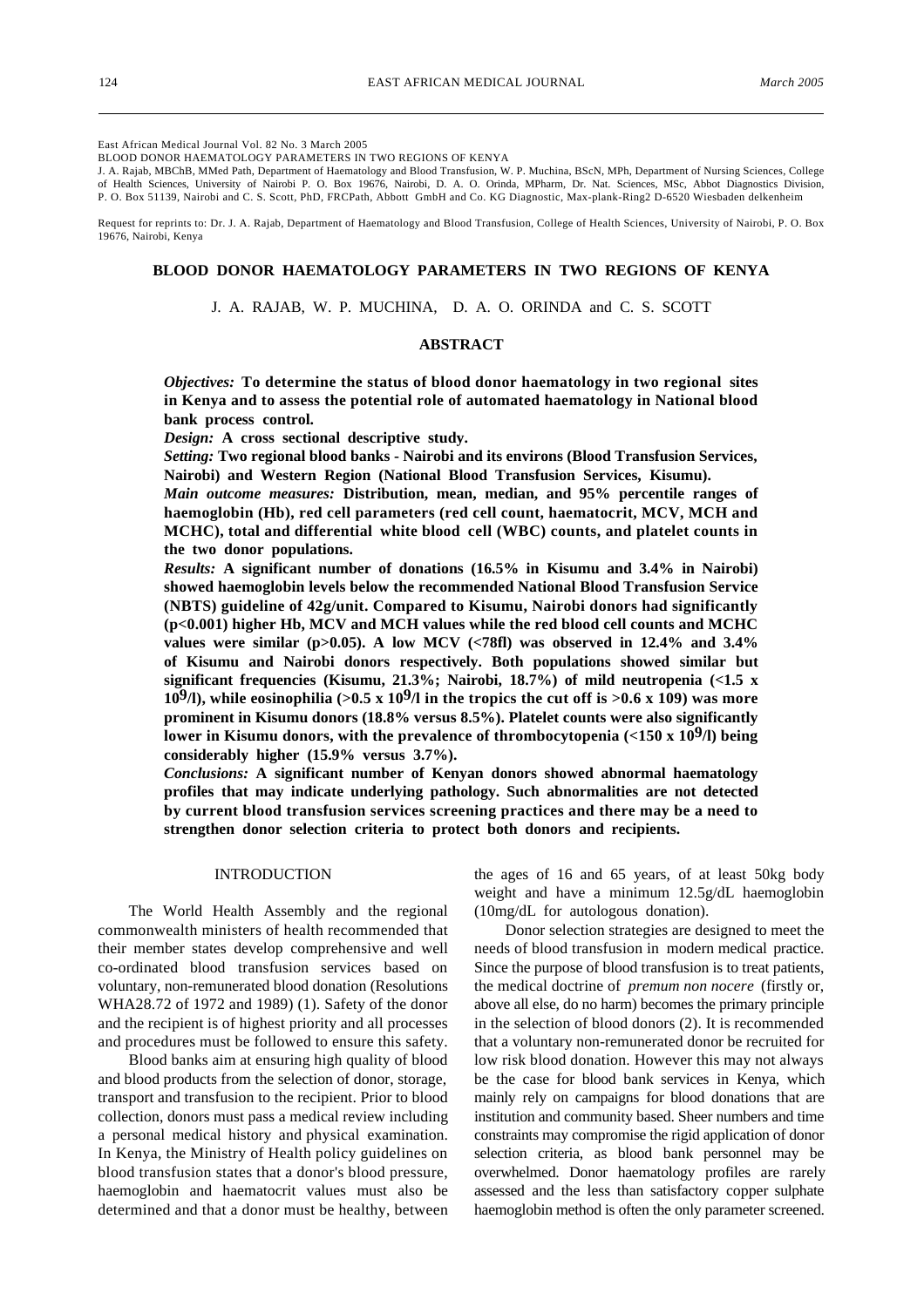East African Medical Journal Vol. 82 No. 3 March 2005

BLOOD DONOR HAEMATOLOGY PARAMETERS IN TWO REGIONS OF KENYA

J. A. Rajab, MBChB, MMed Path, Department of Haematology and Blood Transfusion, W. P. Muchina, BScN, MPh, Department of Nursing Sciences, College of Health Sciences, University of Nairobi P. O. Box 19676, Nairobi, D. A. O. Orinda, MPharm, Dr. Nat. Sciences, MSc, Abbot Diagnostics Division, P. O. Box 51139, Nairobi and C. S. Scott, PhD, FRCPath, Abbott GmbH and Co. KG Diagnostic, Max-plank-Ring2 D-6520 Wiesbaden delkenheim

Request for reprints to: Dr. J. A. Rajab, Department of Haematology and Blood Transfusion, College of Health Sciences, University of Nairobi, P. O. Box 19676, Nairobi, Kenya

# BLOOD DONOR HAEMATOLOGY PARAMETERS IN TWO REGIONS OF KENYA

J. A. RAJAB, W. P. MUCHINA, D. A. O. ORINDA and C. S. SCOTT

## ABSTRACT

***Objectives:*** **To determine the status of blood donor haematology in two regional sites in Kenya and to assess the potential role of automated haematology in National blood bank process control.**

***Design:*** **A cross sectional descriptive study.**

***Setting:*** **Two regional blood banks - Nairobi and its environs (Blood Transfusion Services, Nairobi) and Western Region (National Blood Transfusion Services, Kisumu).**

***Main outcome measures:*** **Distribution, mean, median, and 95% percentile ranges of haemoglobin (Hb), red cell parameters (red cell count, haematocrit, MCV, MCH and MCHC), total and differential white blood cell (WBC) counts, and platelet counts in the two donor populations.**

***Results:*** **A significant number of donations (16.5% in Kisumu and 3.4% in Nairobi) showed haemoglobin levels below the recommended National Blood Transfusion Service (NBTS) guideline of 42g/unit. Compared to Kisumu, Nairobi donors had significantly ($p<0.001$) higher Hb, MCV and MCH values while the red blood cell counts and MCHC values were similar ($p>0.05$). A low MCV (<78fl) was observed in 12.4% and 3.4% of Kisumu and Nairobi donors respectively. Both populations showed similar but significant frequencies (Kisumu, 21.3%; Nairobi, 18.7%) of mild neutropenia ($<1.5 \times 10^9$/l), while eosinophilia ($>0.5 \times 10^9$/l in the tropics the cut off is >0.6 x 109) was more prominent in Kisumu donors (18.8% versus 8.5%). Platelet counts were also significantly lower in Kisumu donors, with the prevalence of thrombocytopenia ($<150 \times 10^9$/l) being considerably higher (15.9% versus 3.7%).**

***Conclusions:*** **A significant number of Kenyan donors showed abnormal haematology profiles that may indicate underlying pathology. Such abnormalities are not detected by current blood transfusion services screening practices and there may be a need to strengthen donor selection criteria to protect both donors and recipients.**

## INTRODUCTION

The World Health Assembly and the regional commonwealth ministers of health recommended that their member states develop comprehensive and well co-ordinated blood transfusion services based on voluntary, non-remunerated blood donation (Resolutions WHA28.72 of 1972 and 1989) (1). Safety of the donor and the recipient is of highest priority and all processes and procedures must be followed to ensure this safety.

Blood banks aim at ensuring high quality of blood and blood products from the selection of donor, storage, transport and transfusion to the recipient. Prior to blood collection, donors must pass a medical review including a personal medical history and physical examination. In Kenya, the Ministry of Health policy guidelines on blood transfusion states that a donor's blood pressure, haemoglobin and haematocrit values must also be determined and that a donor must be healthy, between the ages of 16 and 65 years, of at least 50kg body weight and have a minimum 12.5g/dL haemoglobin (10mg/dL for autologous donation).

Donor selection strategies are designed to meet the needs of blood transfusion in modern medical practice. Since the purpose of blood transfusion is to treat patients, the medical doctrine of *premum non nocere* (firstly or, above all else, do no harm) becomes the primary principle in the selection of blood donors (2). It is recommended that a voluntary non-remunerated donor be recruited for low risk blood donation. However this may not always be the case for blood bank services in Kenya, which mainly rely on campaigns for blood donations that are institution and community based. Sheer numbers and time constraints may compromise the rigid application of donor selection criteria, as blood bank personnel may be overwhelmed. Donor haematology profiles are rarely assessed and the less than satisfactory copper sulphate haemoglobin method is often the only parameter screened.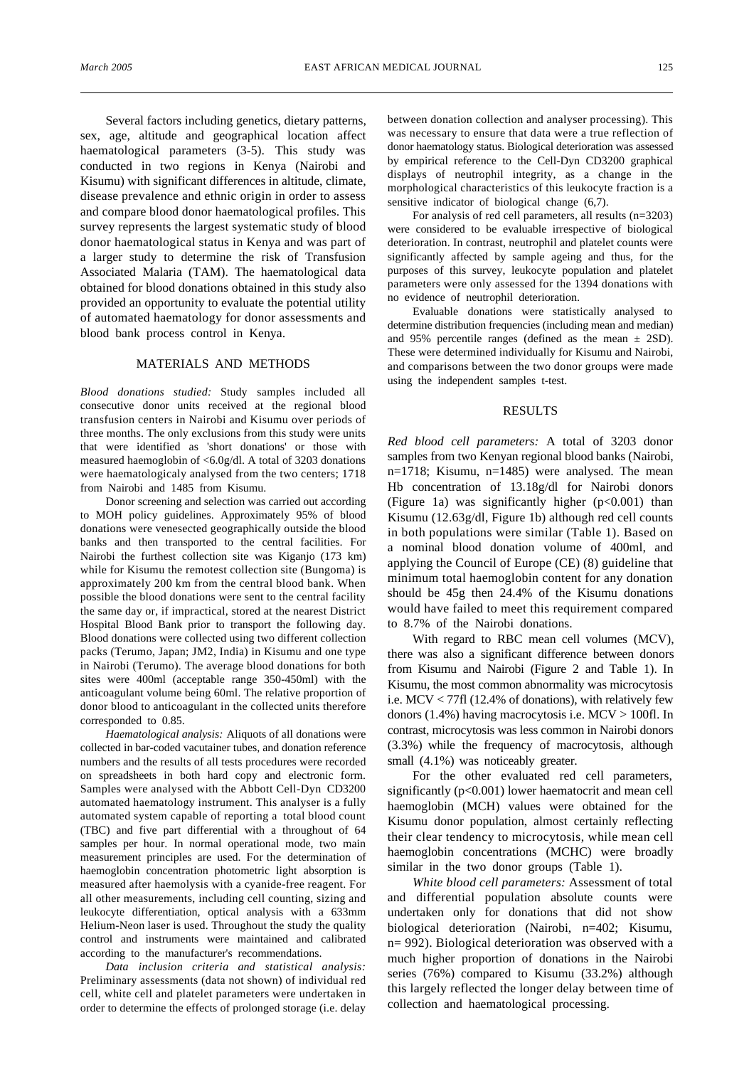Several factors including genetics, dietary patterns, sex, age, altitude and geographical location affect haematological parameters (3-5). This study was conducted in two regions in Kenya (Nairobi and Kisumu) with significant differences in altitude, climate, disease prevalence and ethnic origin in order to assess and compare blood donor haematological profiles. This survey represents the largest systematic study of blood donor haematological status in Kenya and was part of a larger study to determine the risk of Transfusion Associated Malaria (TAM). The haematological data obtained for blood donations obtained in this study also provided an opportunity to evaluate the potential utility of automated haematology for donor assessments and blood bank process control in Kenya.

## MATERIALS AND METHODS

*Blood donations studied:* Study samples included all consecutive donor units received at the regional blood transfusion centers in Nairobi and Kisumu over periods of three months. The only exclusions from this study were units that were identified as 'short donations' or those with measured haemoglobin of <6.0g/dl. A total of 3203 donations were haematologicaly analysed from the two centers; 1718 from Nairobi and 1485 from Kisumu.

Donor screening and selection was carried out according to MOH policy guidelines. Approximately 95% of blood donations were venesected geographically outside the blood banks and then transported to the central facilities. For Nairobi the furthest collection site was Kiganjo (173 km) while for Kisumu the remotest collection site (Bungoma) is approximately 200 km from the central blood bank. When possible the blood donations were sent to the central facility the same day or, if impractical, stored at the nearest District Hospital Blood Bank prior to transport the following day. Blood donations were collected using two different collection packs (Terumo, Japan; JM2, India) in Kisumu and one type in Nairobi (Terumo). The average blood donations for both sites were 400ml (acceptable range 350-450ml) with the anticoagulant volume being 60ml. The relative proportion of donor blood to anticoagulant in the collected units therefore corresponded to 0.85.

*Haematological analysis:* Aliquots of all donations were collected in bar-coded vacutainer tubes, and donation reference numbers and the results of all tests procedures were recorded on spreadsheets in both hard copy and electronic form. Samples were analysed with the Abbott Cell-Dyn CD3200 automated haematology instrument. This analyser is a fully automated system capable of reporting a total blood count (TBC) and five part differential with a throughout of 64 samples per hour. In normal operational mode, two main measurement principles are used. For the determination of haemoglobin concentration photometric light absorption is measured after haemolysis with a cyanide-free reagent. For all other measurements, including cell counting, sizing and leukocyte differentiation, optical analysis with a 633mm Helium-Neon laser is used. Throughout the study the quality control and instruments were maintained and calibrated according to the manufacturer's recommendations.

*Data inclusion criteria and statistical analysis:* Preliminary assessments (data not shown) of individual red cell, white cell and platelet parameters were undertaken in order to determine the effects of prolonged storage (i.e. delay between donation collection and analyser processing). This was necessary to ensure that data were a true reflection of donor haematology status. Biological deterioration was assessed by empirical reference to the Cell-Dyn CD3200 graphical displays of neutrophil integrity, as a change in the morphological characteristics of this leukocyte fraction is a sensitive indicator of biological change (6,7).

For analysis of red cell parameters, all results (n=3203) were considered to be evaluable irrespective of biological deterioration. In contrast, neutrophil and platelet counts were significantly affected by sample ageing and thus, for the purposes of this survey, leukocyte population and platelet parameters were only assessed for the 1394 donations with no evidence of neutrophil deterioration.

Evaluable donations were statistically analysed to determine distribution frequencies (including mean and median) and 95% percentile ranges (defined as the mean ± 2SD). These were determined individually for Kisumu and Nairobi, and comparisons between the two donor groups were made using the independent samples t-test.

## RESULTS

*Red blood cell parameters:* A total of 3203 donor samples from two Kenyan regional blood banks (Nairobi, n=1718; Kisumu, n=1485) were analysed. The mean Hb concentration of 13.18g/dl for Nairobi donors (Figure 1a) was significantly higher ($p<0.001$) than Kisumu (12.63g/dl, Figure 1b) although red cell counts in both populations were similar (Table 1). Based on a nominal blood donation volume of 400ml, and applying the Council of Europe (CE) (8) guideline that minimum total haemoglobin content for any donation should be 45g then 24.4% of the Kisumu donations would have failed to meet this requirement compared to 8.7% of the Nairobi donations.

With regard to RBC mean cell volumes (MCV), there was also a significant difference between donors from Kisumu and Nairobi (Figure 2 and Table 1). In Kisumu, the most common abnormality was microcytosis i.e. MCV < 77fl (12.4% of donations), with relatively few donors (1.4%) having macrocytosis i.e. MCV > 100fl. In contrast, microcytosis was less common in Nairobi donors (3.3%) while the frequency of macrocytosis, although small (4.1%) was noticeably greater.

For the other evaluated red cell parameters, significantly ($p<0.001$) lower haematocrit and mean cell haemoglobin (MCH) values were obtained for the Kisumu donor population, almost certainly reflecting their clear tendency to microcytosis, while mean cell haemoglobin concentrations (MCHC) were broadly similar in the two donor groups (Table 1).

*White blood cell parameters:* Assessment of total and differential population absolute counts were undertaken only for donations that did not show biological deterioration (Nairobi, n=402; Kisumu, n= 992). Biological deterioration was observed with a much higher proportion of donations in the Nairobi series (76%) compared to Kisumu (33.2%) although this largely reflected the longer delay between time of collection and haematological processing.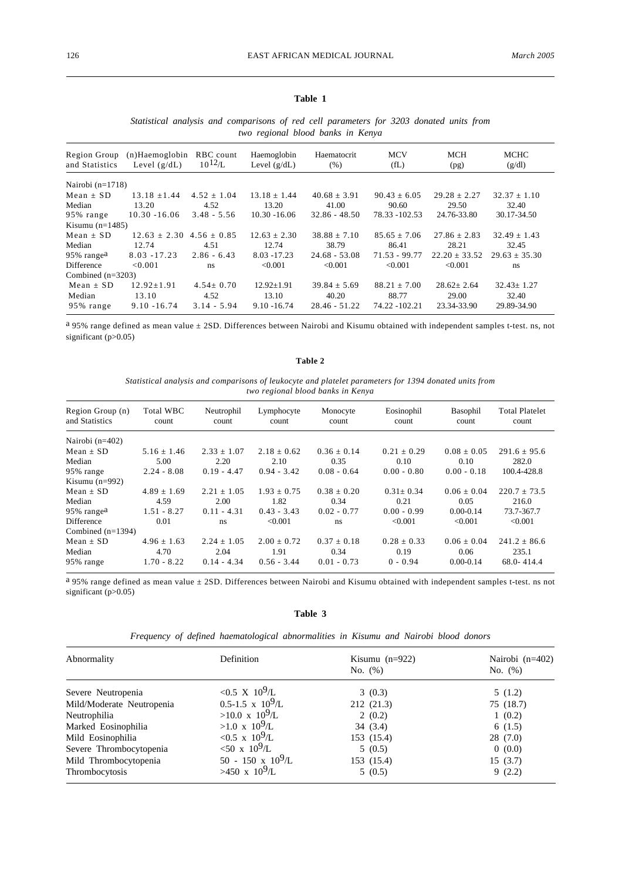**Table 1**

*Statistical analysis and comparisons of red cell parameters for 3203 donated units from two regional blood banks in Kenya*

| Region Group and Statistics | (n)Haemoglobin Level (g/dL) | RBC count $10^{12}$/L | Haemoglobin Level (g/dL) | Haematocrit (%) | MCV (fL) | MCH (pg) | MCHC (g/dl) |
|---|---|---|---|---|---|---|---|
| Nairobi (n=1718) | | | | | | | |
| Mean ± SD | 13.18 ±1.44 | 4.52 ± 1.04 | 13.18 ± 1.44 | 40.68 ± 3.91 | 90.43 ± 6.05 | 29.28 ± 2.27 | 32.37 ± 1.10 |
| Median | 13.20 | 4.52 | 13.20 | 41.00 | 90.60 | 29.50 | 32.40 |
| 95% range | 10.30 -16.06 | 3.48 - 5.56 | 10.30 -16.06 | 32.86 - 48.50 | 78.33 -102.53 | 24.76-33.80 | 30.17-34.50 |
| Kisumu (n=1485) | | | | | | | |
| Mean ± SD | 12.63 ± 2.30 | 4.56 ± 0.85 | 12.63 ± 2.30 | 38.88 ± 7.10 | 85.65 ± 7.06 | 27.86 ± 2.83 | 32.49 ± 1.43 |
| Median | 12.74 | 4.51 | 12.74 | 38.79 | 86.41 | 28.21 | 32.45 |
| 95% range[a] | 8.03 -17.23 | 2.86 - 6.43 | 8.03 -17.23 | 24.68 - 53.08 | 71.53 - 99.77 | 22.20 ± 33.52 | 29.63 ± 35.30 |
| Difference | <0.001 | ns | <0.001 | <0.001 | <0.001 | <0.001 | ns |
| Combined (n=3203) | | | | | | | |
| Mean ± SD | 12.92±1.91 | 4.54± 0.70 | 12.92±1.91 | 39.84 ± 5.69 | 88.21 ± 7.00 | 28.62± 2.64 | 32.43± 1.27 |
| Median | 13.10 | 4.52 | 13.10 | 40.20 | 88.77 | 29.00 | 32.40 |
| 95% range | 9.10 -16.74 | 3.14 - 5.94 | 9.10 -16.74 | 28.46 - 51.22 | 74.22 -102.21 | 23.34-33.90 | 29.89-34.90 |

[a] 95% range defined as mean value ± 2SD. Differences between Nairobi and Kisumu obtained with independent samples t-test. ns, not significant (p>0.05)

**Table 2**

*Statistical analysis and comparisons of leukocyte and platelet parameters for 1394 donated units from two regional blood banks in Kenya*

| Region Group (n) and Statistics | Total WBC count | Neutrophil count | Lymphocyte count | Monocyte count | Eosinophil count | Basophil count | Total Platelet count |
|---|---|---|---|---|---|---|---|
| Nairobi (n=402) | | | | | | | |
| Mean ± SD | 5.16 ± 1.46 | 2.33 ± 1.07 | 2.18 ± 0.62 | 0.36 ± 0.14 | 0.21 ± 0.29 | 0.08 ± 0.05 | 291.6 ± 95.6 |
| Median | 5.00 | 2.20 | 2.10 | 0.35 | 0.10 | 0.10 | 282.0 |
| 95% range | 2.24 - 8.08 | 0.19 - 4.47 | 0.94 - 3.42 | 0.08 - 0.64 | 0.00 - 0.80 | 0.00 - 0.18 | 100.4-428.8 |
| Kisumu (n=992) | | | | | | | |
| Mean ± SD | 4.89 ± 1.69 | 2.21 ± 1.05 | 1.93 ± 0.75 | 0.38 ± 0.20 | 0.31± 0.34 | 0.06 ± 0.04 | 220.7 ± 73.5 |
| Median | 4.59 | 2.00 | 1.82 | 0.34 | 0.21 | 0.05 | 216.0 |
| 95% range[a] | 1.51 - 8.27 | 0.11 - 4.31 | 0.43 - 3.43 | 0.02 - 0.77 | 0.00 - 0.99 | 0.00-0.14 | 73.7-367.7 |
| Difference | 0.01 | ns | <0.001 | ns | <0.001 | <0.001 | <0.001 |
| Combined (n=1394) | | | | | | | |
| Mean ± SD | 4.96 ± 1.63 | 2.24 ± 1.05 | 2.00 ± 0.72 | 0.37 ± 0.18 | 0.28 ± 0.33 | 0.06 ± 0.04 | 241.2 ± 86.6 |
| Median | 4.70 | 2.04 | 1.91 | 0.34 | 0.19 | 0.06 | 235.1 |
| 95% range | 1.70 - 8.22 | 0.14 - 4.34 | 0.56 - 3.44 | 0.01 - 0.73 | 0 - 0.94 | 0.00-0.14 | 68.0- 414.4 |

[a] 95% range defined as mean value ± 2SD. Differences between Nairobi and Kisumu obtained with independent samples t-test. ns not significant (p>0.05)

**Table 3**

*Frequency of defined haematological abnormalities in Kisumu and Nairobi blood donors*

| Abnormality | Definition | Kisumu (n=922) No. (%) | Nairobi (n=402) No. (%) |
|---|---|---|---|
| Severe Neutropenia | <0.5 X $10^9$/L | 3 (0.3) | 5 (1.2) |
| Mild/Moderate Neutropenia | 0.5-1.5 x $10^9$/L | 212 (21.3) | 75 (18.7) |
| Neutrophilia | >10.0 x $10^9$/L | 2 (0.2) | 1 (0.2) |
| Marked Eosinophilia | >1.0 x $10^9$/L | 34 (3.4) | 6 (1.5) |
| Mild Eosinophilia | <0.5 x $10^9$/L | 153 (15.4) | 28 (7.0) |
| Severe Thrombocytopenia | <50 x $10^9$/L | 5 (0.5) | 0 (0.0) |
| Mild Thrombocytopenia | 50 - 150 x $10^9$/L | 153 (15.4) | 15 (3.7) |
| Thrombocytosis | >450 x $10^9$/L | 5 (0.5) | 9 (2.2) |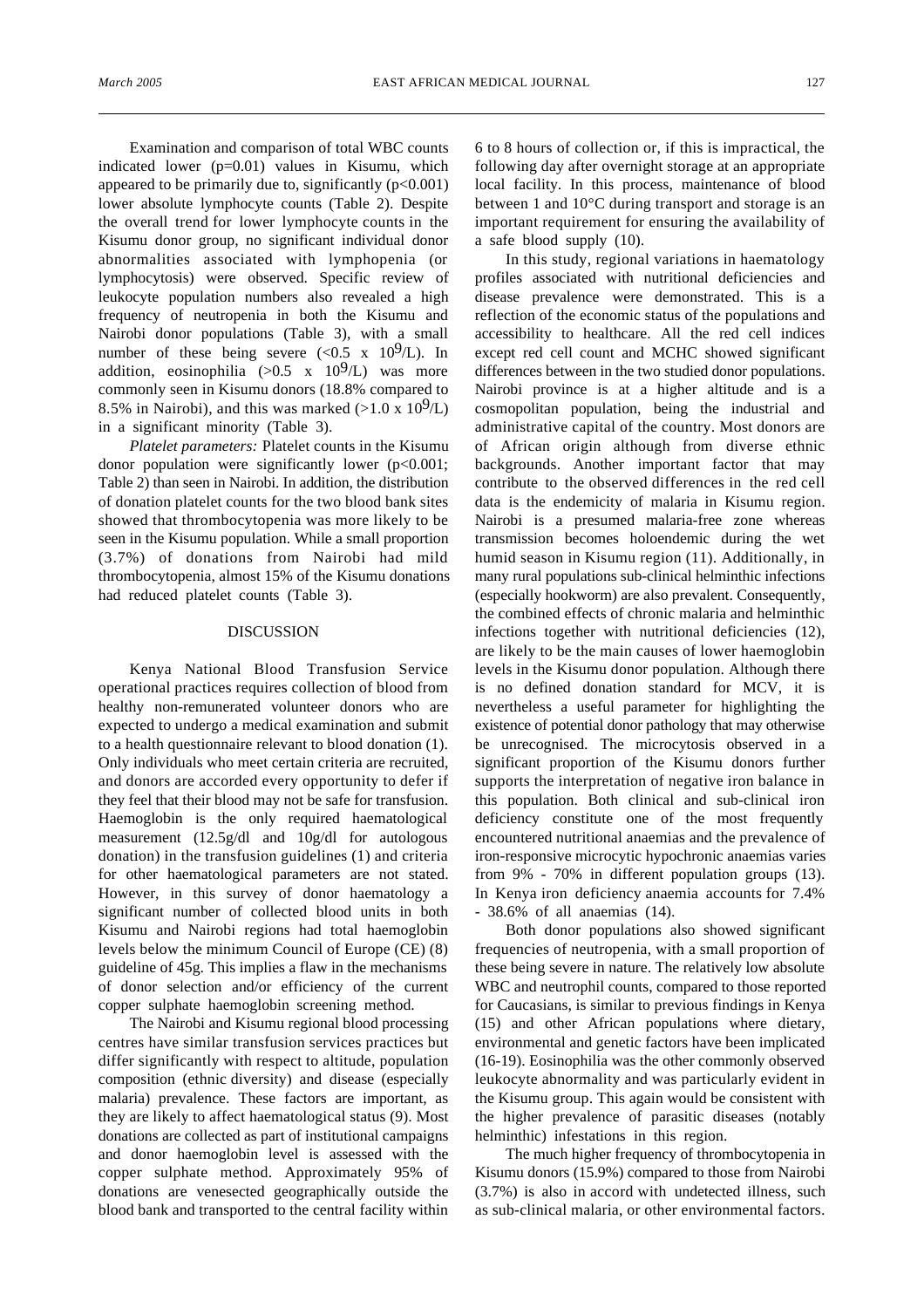Examination and comparison of total WBC counts indicated lower (p=0.01) values in Kisumu, which appeared to be primarily due to, significantly (p<0.001) lower absolute lymphocyte counts (Table 2). Despite the overall trend for lower lymphocyte counts in the Kisumu donor group, no significant individual donor abnormalities associated with lymphopenia (or lymphocytosis) were observed. Specific review of leukocyte population numbers also revealed a high frequency of neutropenia in both the Kisumu and Nairobi donor populations (Table 3), with a small number of these being severe ($<0.5 \times 10^9$/L). In addition, eosinophilia ($>0.5 \times 10^9$/L) was more commonly seen in Kisumu donors (18.8% compared to 8.5% in Nairobi), and this was marked ($>1.0 \times 10^9$/L) in a significant minority (Table 3).

*Platelet parameters:* Platelet counts in the Kisumu donor population were significantly lower (p<0.001; Table 2) than seen in Nairobi. In addition, the distribution of donation platelet counts for the two blood bank sites showed that thrombocytopenia was more likely to be seen in the Kisumu population. While a small proportion (3.7%) of donations from Nairobi had mild thrombocytopenia, almost 15% of the Kisumu donations had reduced platelet counts (Table 3).

## DISCUSSION

Kenya National Blood Transfusion Service operational practices requires collection of blood from healthy non-remunerated volunteer donors who are expected to undergo a medical examination and submit to a health questionnaire relevant to blood donation (1). Only individuals who meet certain criteria are recruited, and donors are accorded every opportunity to defer if they feel that their blood may not be safe for transfusion. Haemoglobin is the only required haematological measurement (12.5g/dl and 10g/dl for autologous donation) in the transfusion guidelines (1) and criteria for other haematological parameters are not stated. However, in this survey of donor haematology a significant number of collected blood units in both Kisumu and Nairobi regions had total haemoglobin levels below the minimum Council of Europe (CE) (8) guideline of 45g. This implies a flaw in the mechanisms of donor selection and/or efficiency of the current copper sulphate haemoglobin screening method.

The Nairobi and Kisumu regional blood processing centres have similar transfusion services practices but differ significantly with respect to altitude, population composition (ethnic diversity) and disease (especially malaria) prevalence. These factors are important, as they are likely to affect haematological status (9). Most donations are collected as part of institutional campaigns and donor haemoglobin level is assessed with the copper sulphate method. Approximately 95% of donations are venesected geographically outside the blood bank and transported to the central facility within 6 to 8 hours of collection or, if this is impractical, the following day after overnight storage at an appropriate local facility. In this process, maintenance of blood between 1 and 10°C during transport and storage is an important requirement for ensuring the availability of a safe blood supply (10).

In this study, regional variations in haematology profiles associated with nutritional deficiencies and disease prevalence were demonstrated. This is a reflection of the economic status of the populations and accessibility to healthcare. All the red cell indices except red cell count and MCHC showed significant differences between in the two studied donor populations. Nairobi province is at a higher altitude and is a cosmopolitan population, being the industrial and administrative capital of the country. Most donors are of African origin although from diverse ethnic backgrounds. Another important factor that may contribute to the observed differences in the red cell data is the endemicity of malaria in Kisumu region. Nairobi is a presumed malaria-free zone whereas transmission becomes holoendemic during the wet humid season in Kisumu region (11). Additionally, in many rural populations sub-clinical helminthic infections (especially hookworm) are also prevalent. Consequently, the combined effects of chronic malaria and helminthic infections together with nutritional deficiencies (12), are likely to be the main causes of lower haemoglobin levels in the Kisumu donor population. Although there is no defined donation standard for MCV, it is nevertheless a useful parameter for highlighting the existence of potential donor pathology that may otherwise be unrecognised. The microcytosis observed in a significant proportion of the Kisumu donors further supports the interpretation of negative iron balance in this population. Both clinical and sub-clinical iron deficiency constitute one of the most frequently encountered nutritional anaemias and the prevalence of iron-responsive microcytic hypochronic anaemias varies from 9% - 70% in different population groups (13). In Kenya iron deficiency anaemia accounts for 7.4% - 38.6% of all anaemias (14).

Both donor populations also showed significant frequencies of neutropenia, with a small proportion of these being severe in nature. The relatively low absolute WBC and neutrophil counts, compared to those reported for Caucasians, is similar to previous findings in Kenya (15) and other African populations where dietary, environmental and genetic factors have been implicated (16-19). Eosinophilia was the other commonly observed leukocyte abnormality and was particularly evident in the Kisumu group. This again would be consistent with the higher prevalence of parasitic diseases (notably helminthic) infestations in this region.

The much higher frequency of thrombocytopenia in Kisumu donors (15.9%) compared to those from Nairobi (3.7%) is also in accord with undetected illness, such as sub-clinical malaria, or other environmental factors.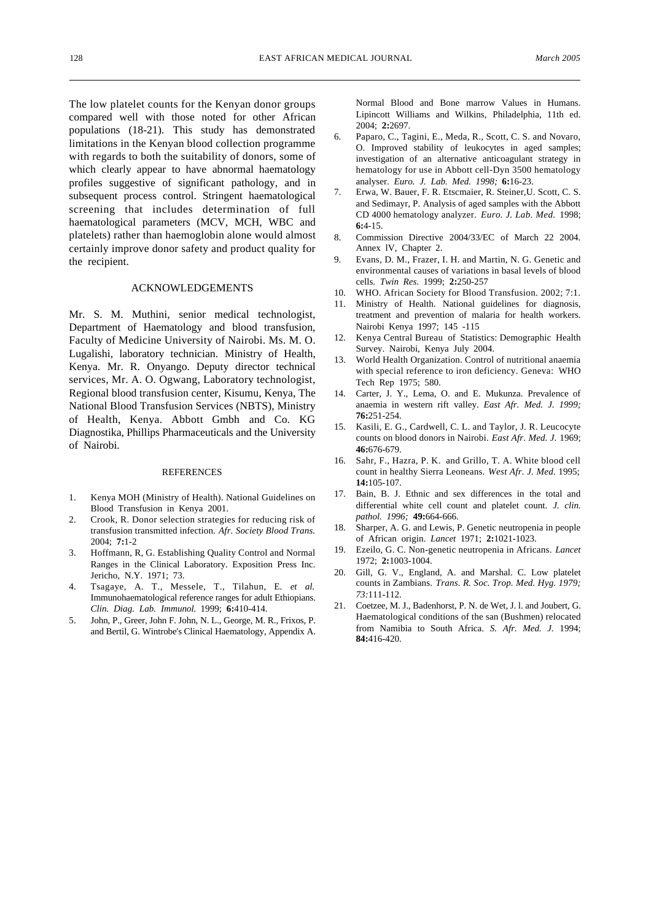The low platelet counts for the Kenyan donor groups compared well with those noted for other African populations (18-21). This study has demonstrated limitations in the Kenyan blood collection programme with regards to both the suitability of donors, some of which clearly appear to have abnormal haematology profiles suggestive of significant pathology, and in subsequent process control. Stringent haematological screening that includes determination of full haematological parameters (MCV, MCH, WBC and platelets) rather than haemoglobin alone would almost certainly improve donor safety and product quality for the recipient.

## ACKNOWLEDGEMENTS

Mr. S. M. Muthini, senior medical technologist, Department of Haematology and blood transfusion, Faculty of Medicine University of Nairobi. Ms. M. O. Lugalishi, laboratory technician. Ministry of Health, Kenya. Mr. R. Onyango. Deputy director technical services, Mr. A. O. Ogwang, Laboratory technologist, Regional blood transfusion center, Kisumu, Kenya, The National Blood Transfusion Services (NBTS), Ministry of Health, Kenya. Abbott Gmbh and Co. KG Diagnostika, Phillips Pharmaceuticals and the University of Nairobi.

## REFERENCES

1. Kenya MOH (Ministry of Health). National Guidelines on Blood Transfusion in Kenya 2001.
2. Crook, R. Donor selection strategies for reducing risk of transfusion transmitted infection. *Afr. Society Blood Trans.* 2004; **7:**1-2
3. Hoffmann, R, G. Establishing Quality Control and Normal Ranges in the Clinical Laboratory. Exposition Press Inc. Jericho, N.Y. 1971; 73.
4. Tsagaye, A. T., Messele, T., Tilahun, E. *et al.* Immunohaematological reference ranges for adult Ethiopians. *Clin. Diag. Lab. Immunol.* 1999; **6:**410-414.
5. John, P., Greer, John F. John, N. L., George, M. R., Frixos, P. and Bertil, G. Wintrobe's Clinical Haematology, Appendix A. Normal Blood and Bone marrow Values in Humans. Lipincott Williams and Wilkins, Philadelphia, 11th ed. 2004; **2:**2697.
6. Paparo, C., Tagini, E., Meda, R., Scott, C. S. and Novaro, O. Improved stability of leukocytes in aged samples; investigation of an alternative anticoagulant strategy in hematology for use in Abbott cell-Dyn 3500 hematology analyser. *Euro. J. Lab. Med. 1998;* **6:**16-23.
7. Erwa, W. Bauer, F. R. Etscmaier, R. Steiner,U. Scott, C. S. and Sedimayr, P. Analysis of aged samples with the Abbott CD 4000 hematology analyzer. *Euro. J. Lab. Med.* 1998; **6:**4-15.
8. Commission Directive 2004/33/EC of March 22 2004. Annex lV, Chapter 2.
9. Evans, D. M., Frazer, I. H. and Martin, N. G. Genetic and environmental causes of variations in basal levels of blood cells. *Twin Res.* 1999; **2:**250-257
10. WHO. African Society for Blood Transfusion. 2002; 7:1.
11. Ministry of Health. National guidelines for diagnosis, treatment and prevention of malaria for health workers. Nairobi Kenya 1997; 145 -115
12. Kenya Central Bureau of Statistics: Demographic Health Survey. Nairobi, Kenya July 2004.
13. World Health Organization. Control of nutritional anaemia with special reference to iron deficiency. Geneva: WHO Tech Rep 1975; 580.
14. Carter, J. Y., Lema, O. and E. Mukunza. Prevalence of anaemia in western rift valley. *East Afr. Med. J. 1999;* **76:**251-254.
15. Kasili, E. G., Cardwell, C. L. and Taylor, J. R. Leucocyte counts on blood donors in Nairobi. *East Afr. Med. J.* 1969; **46:**676-679.
16. Sahr, F., Hazra, P. K. and Grillo, T. A. White blood cell count in healthy Sierra Leoneans. *West Afr. J. Med.* 1995; **14:**105-107.
17. Bain, B. J. Ethnic and sex differences in the total and differential white cell count and platelet count. *J. clin. pathol. 1996;* **49:**664-666.
18. Sharper, A. G. and Lewis, P. Genetic neutropenia in people of African origin. *Lancet* 1971; **2:**1021-1023.
19. Ezeilo, G. C. Non-genetic neutropenia in Africans. *Lancet* 1972; **2:**1003-1004.
20. Gill, G. V., England, A. and Marshal. C. Low platelet counts in Zambians. *Trans. R. Soc. Trop. Med. Hyg. 1979; 73:*111-112.
21. Coetzee, M. J., Badenhorst, P. N. de Wet, J. l. and Joubert, G. Haematological conditions of the san (Bushmen) relocated from Namibia to South Africa. *S. Afr. Med. J.* 1994; **84:**416-420.